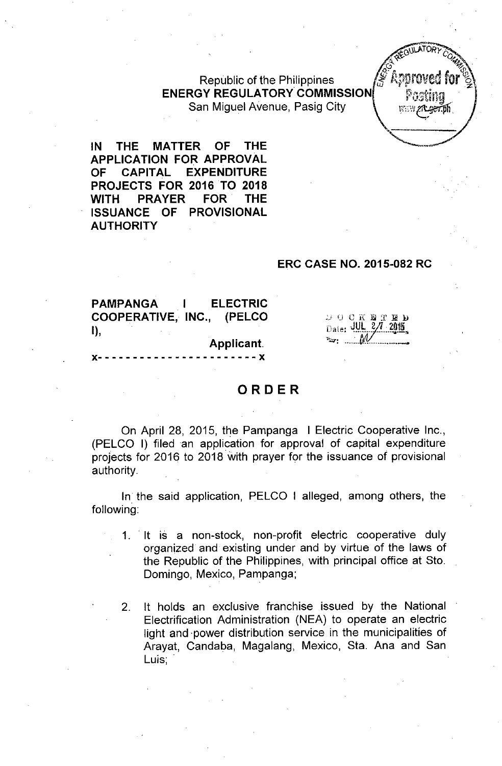Republic of the Philippines
**ENERGY REGULATORY COMMISSION**
San Miguel Avenue, Pasig City

**IN THE MATTER OF THE APPLICATION FOR APPROVAL OF CAPITAL EXPENDITURE PROJECTS FOR 2016 TO 2018 WITH PRAYER FOR THE ISSUANCE OF PROVISIONAL AUTHORITY**

**ERC CASE NO. 2015-082 RC**

**PAMPANGA I ELECTRIC COOPERATIVE, INC., (PELCO I),**
**Applicant.**
x- - - - - - - - - - - - - - - - - - - - - - x

DOCKETED
Date: JUL 27 2015

# ORDER

On April 28, 2015, the Pampanga I Electric Cooperative Inc., (PELCO I) filed an application for approval of capital expenditure projects for 2016 to 2018 with prayer for the issuance of provisional authority.

In the said application, PELCO I alleged, among others, the following:

1. It is a non-stock, non-profit electric cooperative duly organized and existing under and by virtue of the laws of the Republic of the Philippines, with principal office at Sto. Domingo, Mexico, Pampanga;

2. It holds an exclusive franchise issued by the National Electrification Administration (NEA) to operate an electric light and power distribution service in the municipalities of Arayat, Candaba, Magalang, Mexico, Sta. Ana and San Luis;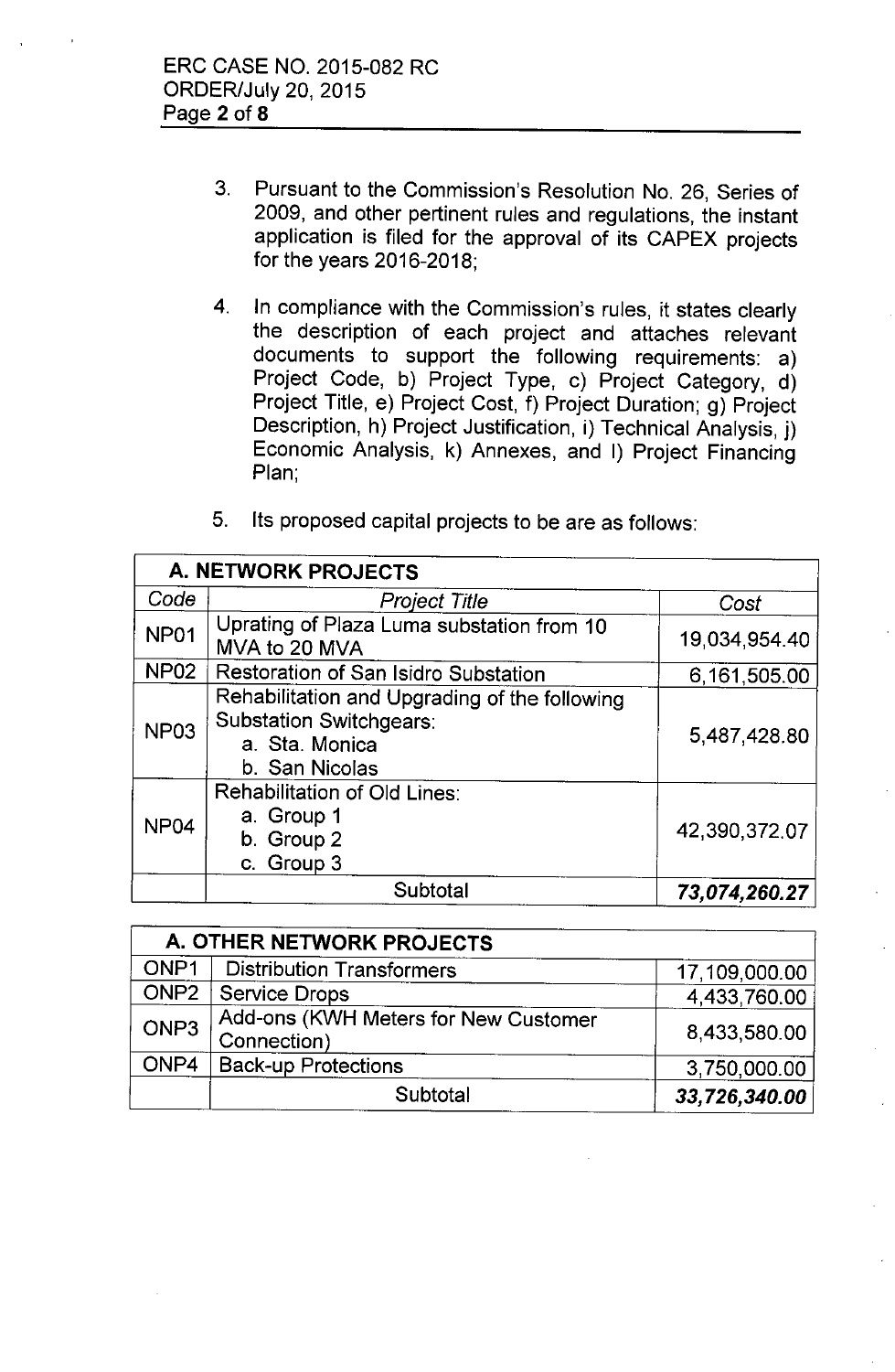3. Pursuant to the Commission's Resolution No. 26, Series of 2009, and other pertinent rules and regulations, the instant application is filed for the approval of its CAPEX projects for the years 2016-2018;

4. In compliance with the Commission's rules, it states clearly the description of each project and attaches relevant documents to support the following requirements: a) Project Code, b) Project Type, c) Project Category, d) Project Title, e) Project Cost, f) Project Duration; g) Project Description, h) Project Justification, i) Technical Analysis, j) Economic Analysis, k) Annexes, and l) Project Financing Plan;

5. Its proposed capital projects to be are as follows:

| **A. NETWORK PROJECTS** | | |
|---|---|---|
| *Code* | *Project Title* | *Cost* |
| NP01 | Uprating of Plaza Luma substation from 10 MVA to 20 MVA | 19,034,954.40 |
| NP02 | Restoration of San Isidro Substation | 6,161,505.00 |
| NP03 | Rehabilitation and Upgrading of the following Substation Switchgears:<br>a. Sta. Monica<br>b. San Nicolas | 5,487,428.80 |
| NP04 | Rehabilitation of Old Lines:<br>a. Group 1<br>b. Group 2<br>c. Group 3 | 42,390,372.07 |
| | Subtotal | ***73,074,260.27*** |

| **A. OTHER NETWORK PROJECTS** | | |
|---|---|---|
| ONP1 | Distribution Transformers | 17,109,000.00 |
| ONP2 | Service Drops | 4,433,760.00 |
| ONP3 | Add-ons (KWH Meters for New Customer Connection) | 8,433,580.00 |
| ONP4 | Back-up Protections | 3,750,000.00 |
| | Subtotal | ***33,726,340.00*** |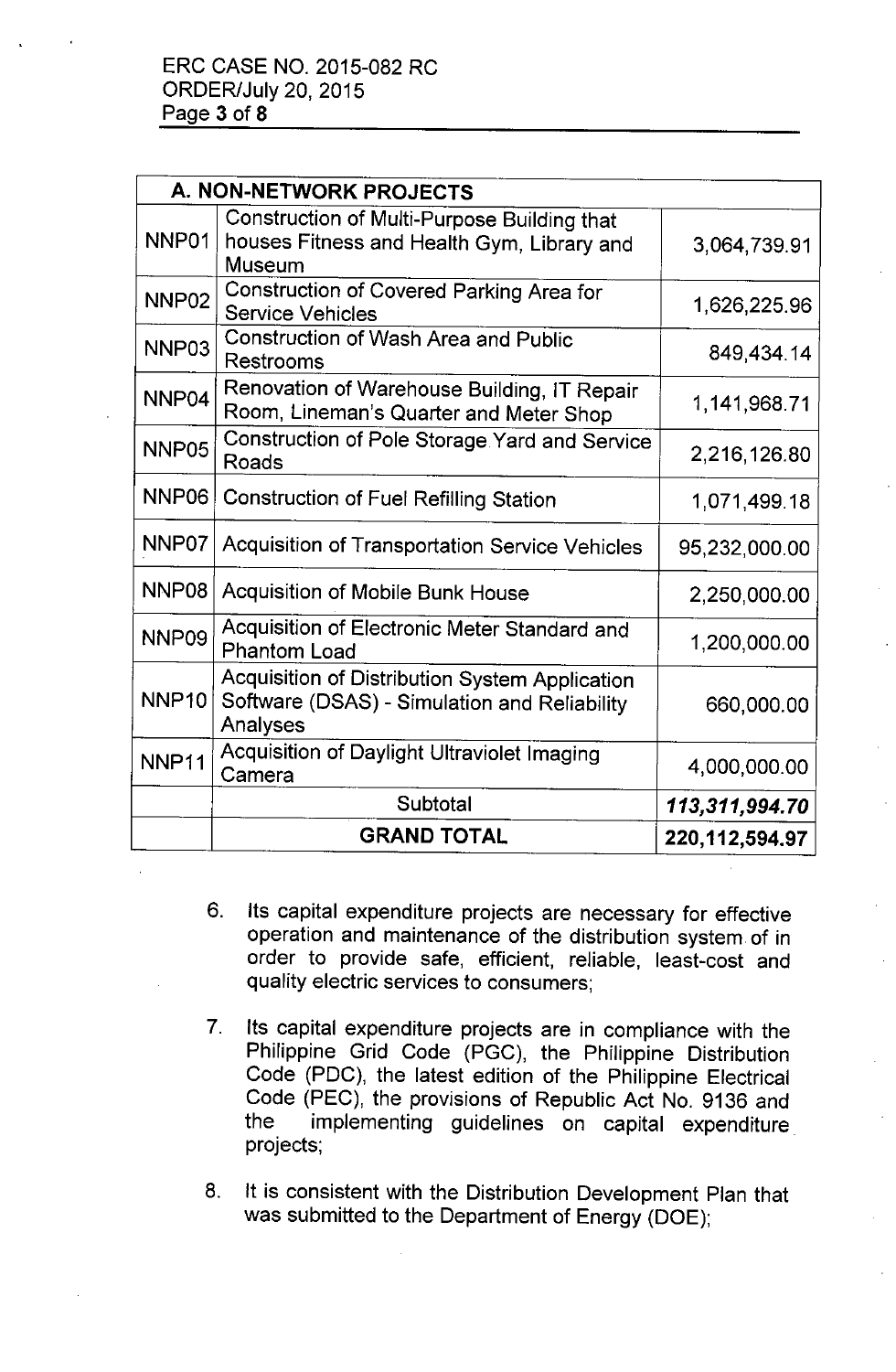| A. NON-NETWORK PROJECTS | | |
|---|---|---|
| NNP01 | Construction of Multi-Purpose Building that houses Fitness and Health Gym, Library and Museum | 3,064,739.91 |
| NNP02 | Construction of Covered Parking Area for Service Vehicles | 1,626,225.96 |
| NNP03 | Construction of Wash Area and Public Restrooms | 849,434.14 |
| NNP04 | Renovation of Warehouse Building, IT Repair Room, Lineman's Quarter and Meter Shop | 1,141,968.71 |
| NNP05 | Construction of Pole Storage Yard and Service Roads | 2,216,126.80 |
| NNP06 | Construction of Fuel Refilling Station | 1,071,499.18 |
| NNP07 | Acquisition of Transportation Service Vehicles | 95,232,000.00 |
| NNP08 | Acquisition of Mobile Bunk House | 2,250,000.00 |
| NNP09 | Acquisition of Electronic Meter Standard and Phantom Load | 1,200,000.00 |
| NNP10 | Acquisition of Distribution System Application Software (DSAS) - Simulation and Reliability Analyses | 660,000.00 |
| NNP11 | Acquisition of Daylight Ultraviolet Imaging Camera | 4,000,000.00 |
| | Subtotal | ***113,311,994.70*** |
| | **GRAND TOTAL** | **220,112,594.97** |

6. Its capital expenditure projects are necessary for effective operation and maintenance of the distribution system of in order to provide safe, efficient, reliable, least-cost and quality electric services to consumers;

7. Its capital expenditure projects are in compliance with the Philippine Grid Code (PGC), the Philippine Distribution Code (PDC), the latest edition of the Philippine Electrical Code (PEC), the provisions of Republic Act No. 9136 and the implementing guidelines on capital expenditure projects;

8. It is consistent with the Distribution Development Plan that was submitted to the Department of Energy (DOE);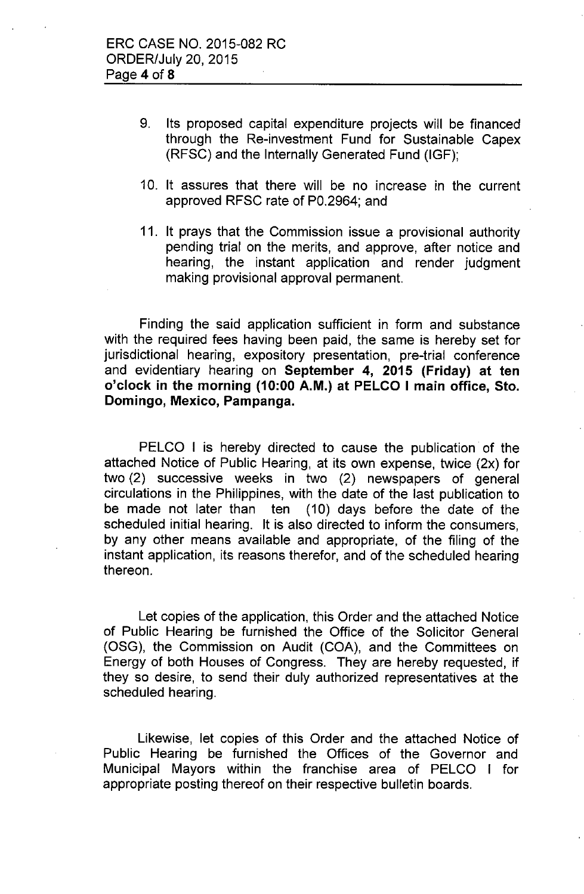9. Its proposed capital expenditure projects will be financed through the Re-investment Fund for Sustainable Capex (RFSC) and the Internally Generated Fund (IGF);

10. It assures that there will be no increase in the current approved RFSC rate of P0.2964; and

11. It prays that the Commission issue a provisional authority pending trial on the merits, and approve, after notice and hearing, the instant application and render judgment making provisional approval permanent.

Finding the said application sufficient in form and substance with the required fees having been paid, the same is hereby set for jurisdictional hearing, expository presentation, pre-trial conference and evidentiary hearing on **September 4, 2015 (Friday) at ten o'clock in the morning (10:00 A.M.) at PELCO I main office, Sto. Domingo, Mexico, Pampanga.**

PELCO I is hereby directed to cause the publication of the attached Notice of Public Hearing, at its own expense, twice (2x) for two (2) successive weeks in two (2) newspapers of general circulations in the Philippines, with the date of the last publication to be made not later than ten (10) days before the date of the scheduled initial hearing. It is also directed to inform the consumers, by any other means available and appropriate, of the filing of the instant application, its reasons therefor, and of the scheduled hearing thereon.

Let copies of the application, this Order and the attached Notice of Public Hearing be furnished the Office of the Solicitor General (OSG), the Commission on Audit (COA), and the Committees on Energy of both Houses of Congress. They are hereby requested, if they so desire, to send their duly authorized representatives at the scheduled hearing.

Likewise, let copies of this Order and the attached Notice of Public Hearing be furnished the Offices of the Governor and Municipal Mayors within the franchise area of PELCO I for appropriate posting thereof on their respective bulletin boards.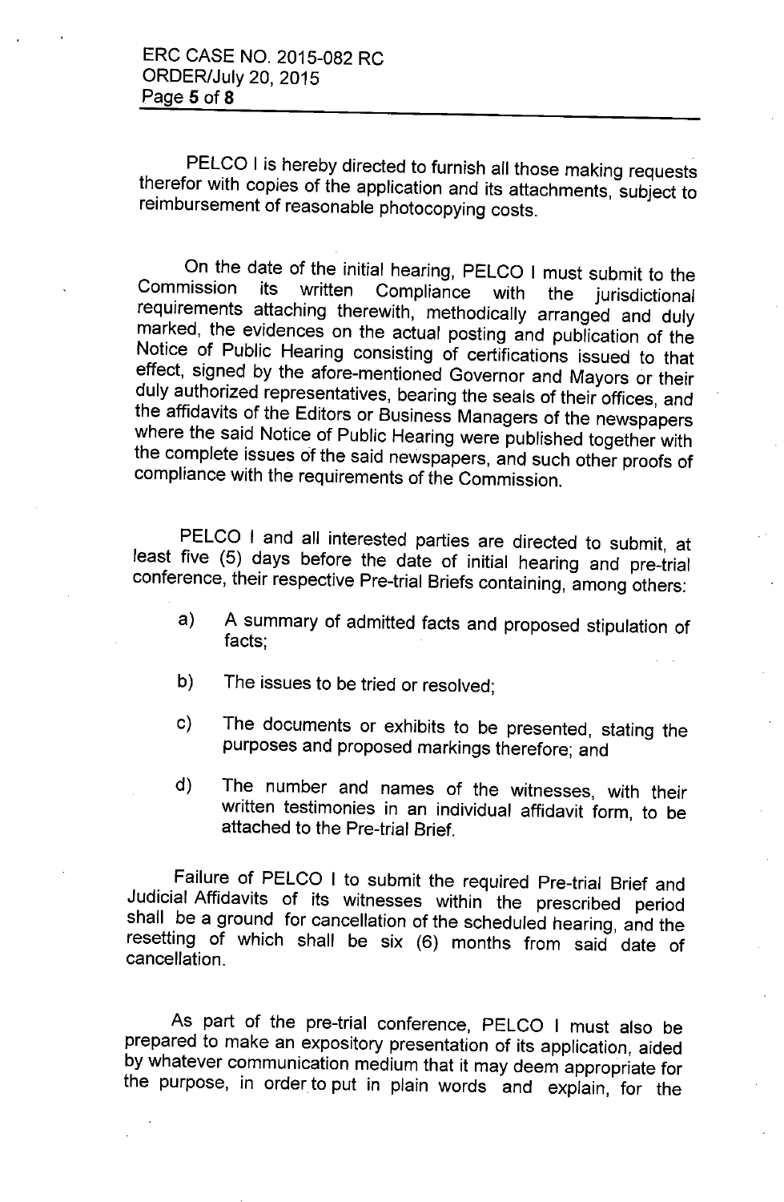PELCO I is hereby directed to furnish all those making requests therefor with copies of the application and its attachments, subject to reimbursement of reasonable photocopying costs.

On the date of the initial hearing, PELCO I must submit to the Commission its written Compliance with the jurisdictional requirements attaching therewith, methodically arranged and duly marked, the evidences on the actual posting and publication of the Notice of Public Hearing consisting of certifications issued to that effect, signed by the afore-mentioned Governor and Mayors or their duly authorized representatives, bearing the seals of their offices, and the affidavits of the Editors or Business Managers of the newspapers where the said Notice of Public Hearing were published together with the complete issues of the said newspapers, and such other proofs of compliance with the requirements of the Commission.

PELCO I and all interested parties are directed to submit, at least five (5) days before the date of initial hearing and pre-trial conference, their respective Pre-trial Briefs containing, among others:

a) A summary of admitted facts and proposed stipulation of facts;

b) The issues to be tried or resolved;

c) The documents or exhibits to be presented, stating the purposes and proposed markings therefore; and

d) The number and names of the witnesses, with their written testimonies in an individual affidavit form, to be attached to the Pre-trial Brief.

Failure of PELCO I to submit the required Pre-trial Brief and Judicial Affidavits of its witnesses within the prescribed period shall be a ground for cancellation of the scheduled hearing, and the resetting of which shall be six (6) months from said date of cancellation.

As part of the pre-trial conference, PELCO I must also be prepared to make an expository presentation of its application, aided by whatever communication medium that it may deem appropriate for the purpose, in order to put in plain words and explain, for the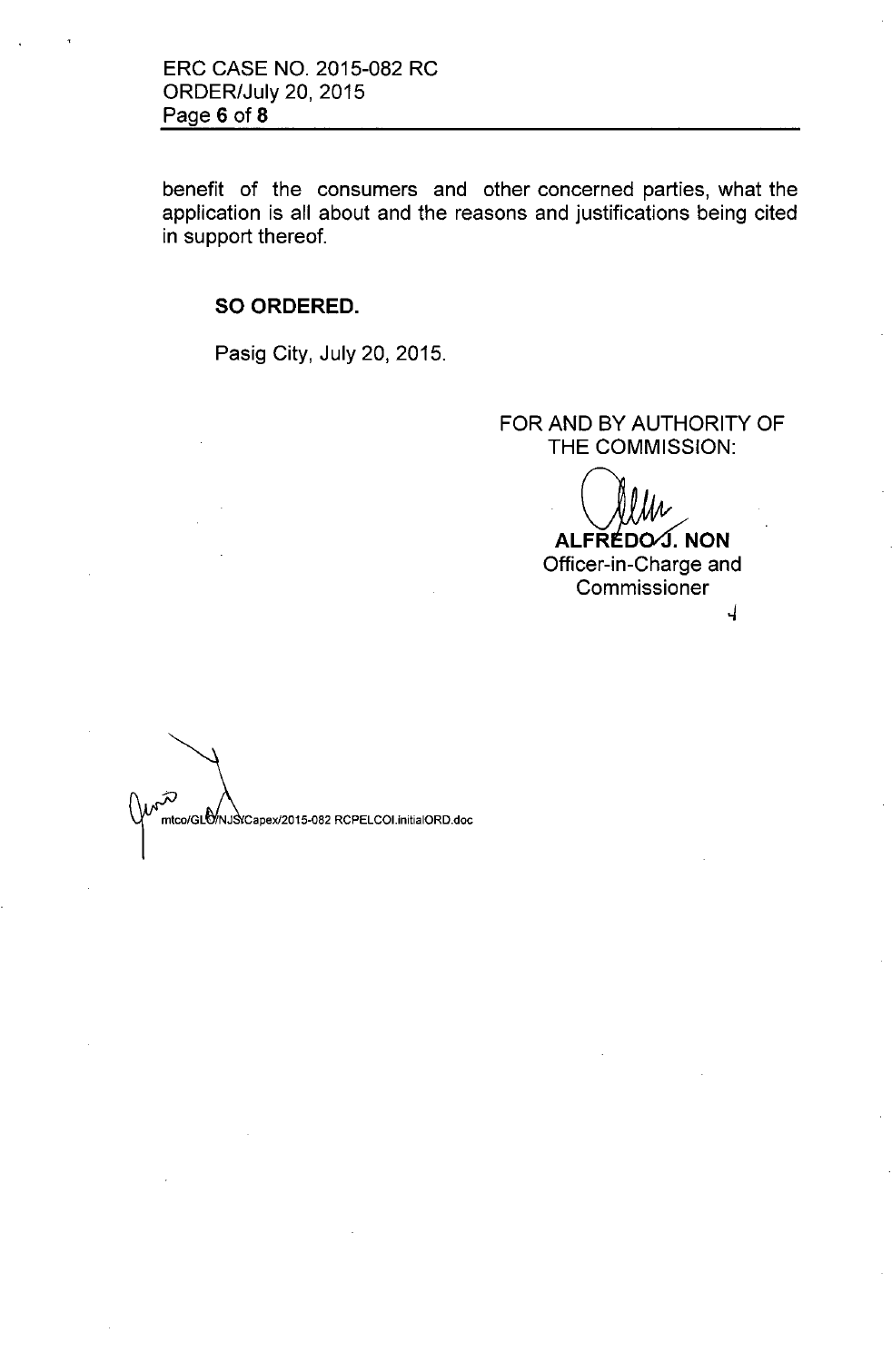benefit of the consumers and other concerned parties, what the application is all about and the reasons and justifications being cited in support thereof.

**SO ORDERED.**

Pasig City, July 20, 2015.

FOR AND BY AUTHORITY OF THE COMMISSION:

**ALFREDO J. NON**
Officer-in-Charge and Commissioner

mtco/GLO/NJS/Capex/2015-082 RCPELCOI.initialORD.doc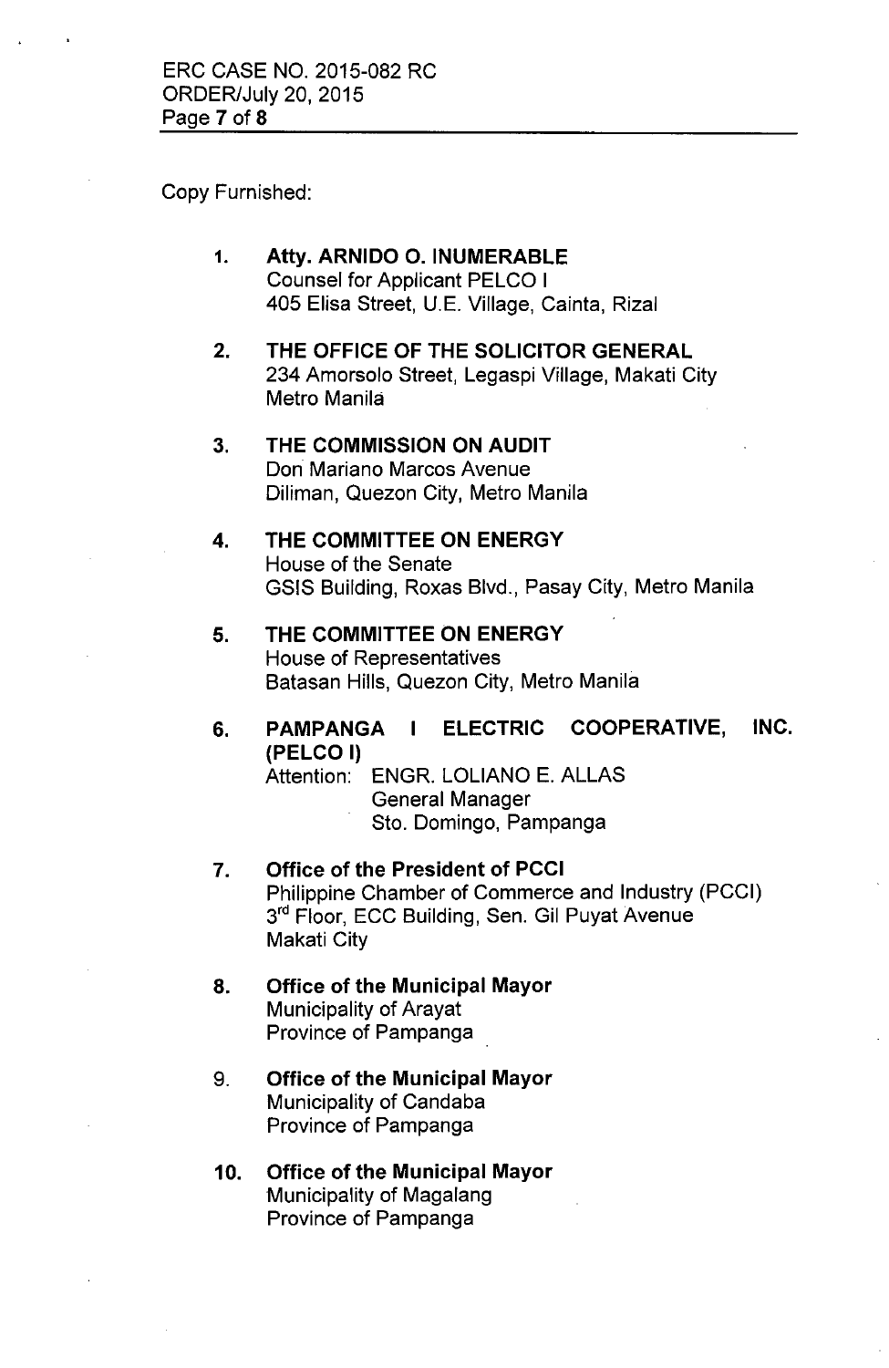Copy Furnished:

1. **Atty. ARNIDO O. INUMERABLE**
   Counsel for Applicant PELCO I
   405 Elisa Street, U.E. Village, Cainta, Rizal

2. **THE OFFICE OF THE SOLICITOR GENERAL**
   234 Amorsolo Street, Legaspi Village, Makati City
   Metro Manila

3. **THE COMMISSION ON AUDIT**
   Don Mariano Marcos Avenue
   Diliman, Quezon City, Metro Manila

4. **THE COMMITTEE ON ENERGY**
   House of the Senate
   GSIS Building, Roxas Blvd., Pasay City, Metro Manila

5. **THE COMMITTEE ON ENERGY**
   House of Representatives
   Batasan Hills, Quezon City, Metro Manila

6. **PAMPANGA I ELECTRIC COOPERATIVE, INC. (PELCO I)**
   Attention: ENGR. LOLIANO E. ALLAS
   General Manager
   Sto. Domingo, Pampanga

7. **Office of the President of PCCI**
   Philippine Chamber of Commerce and Industry (PCCI)
   3rd Floor, ECC Building, Sen. Gil Puyat Avenue
   Makati City

8. **Office of the Municipal Mayor**
   Municipality of Arayat
   Province of Pampanga

9. **Office of the Municipal Mayor**
   Municipality of Candaba
   Province of Pampanga

10. **Office of the Municipal Mayor**
    Municipality of Magalang
    Province of Pampanga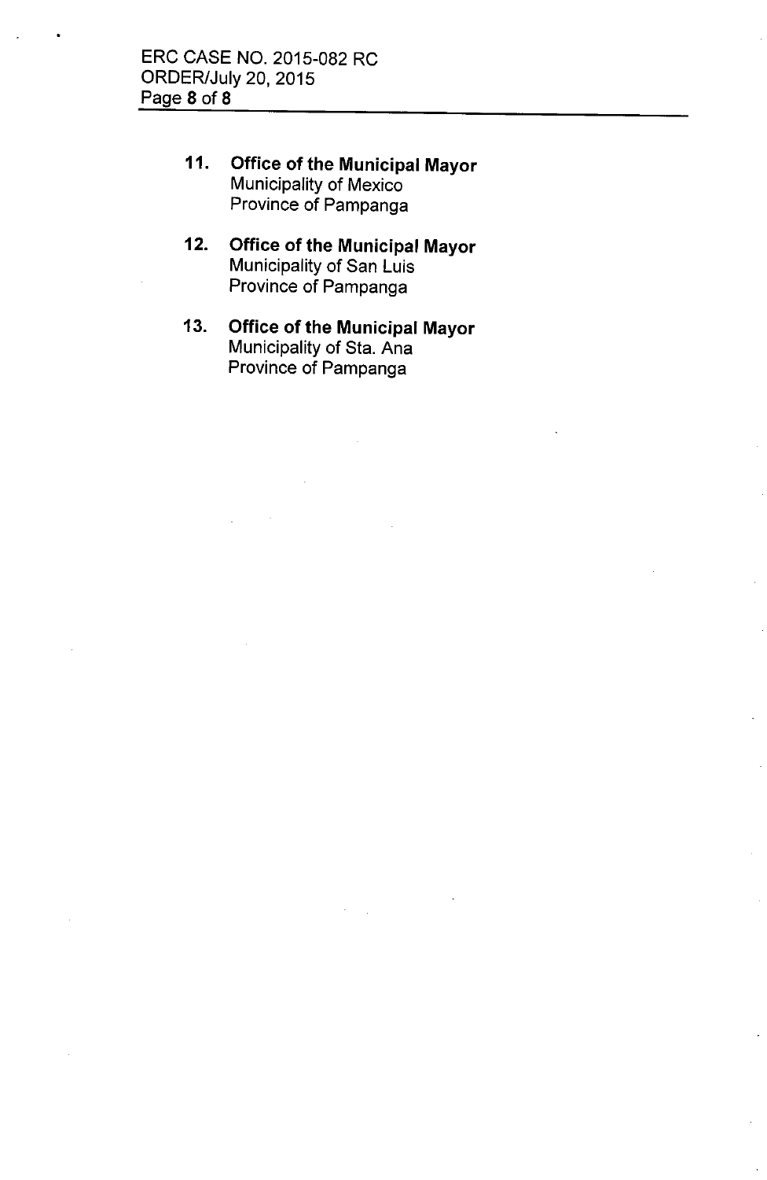11. **Office of the Municipal Mayor**
    Municipality of Mexico
    Province of Pampanga

12. **Office of the Municipal Mayor**
    Municipality of San Luis
    Province of Pampanga

13. **Office of the Municipal Mayor**
    Municipality of Sta. Ana
    Province of Pampanga